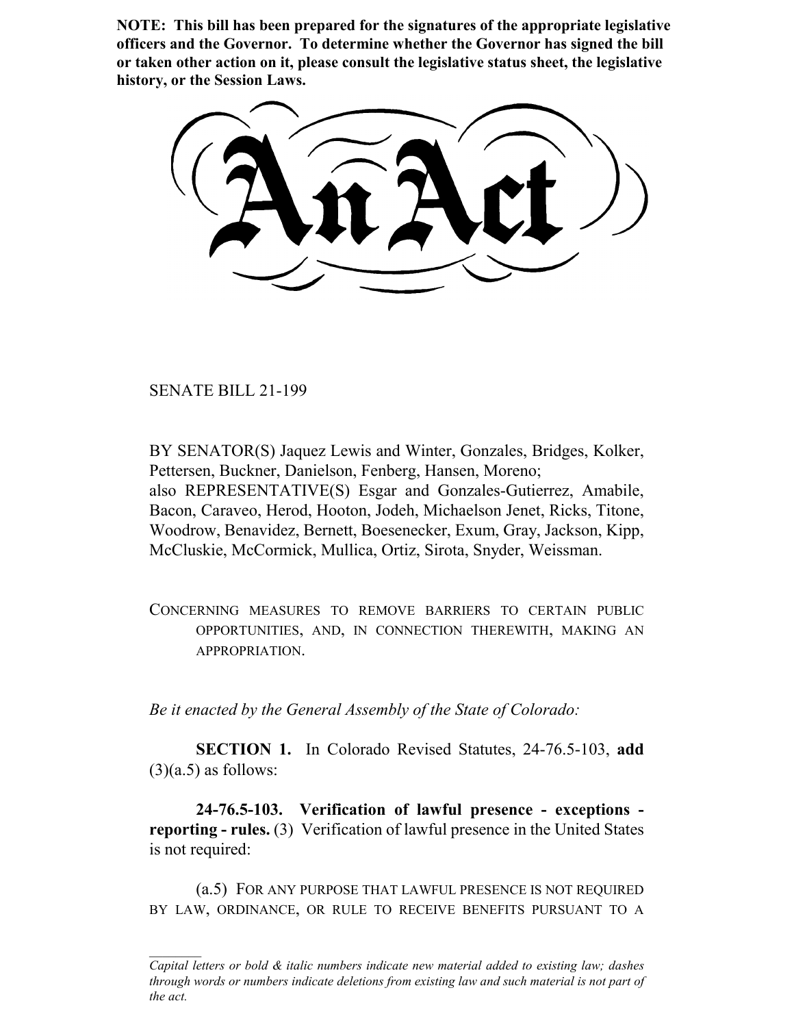**NOTE: This bill has been prepared for the signatures of the appropriate legislative officers and the Governor. To determine whether the Governor has signed the bill or taken other action on it, please consult the legislative status sheet, the legislative history, or the Session Laws.**

# An Act

SENATE BILL 21-199

BY SENATOR(S) Jaquez Lewis and Winter, Gonzales, Bridges, Kolker, Pettersen, Buckner, Danielson, Fenberg, Hansen, Moreno;
also REPRESENTATIVE(S) Esgar and Gonzales-Gutierrez, Amabile, Bacon, Caraveo, Herod, Hooton, Jodeh, Michaelson Jenet, Ricks, Titone, Woodrow, Benavidez, Bernett, Boesenecker, Exum, Gray, Jackson, Kipp, McCluskie, McCormick, Mullica, Ortiz, Sirota, Snyder, Weissman.

CONCERNING MEASURES TO REMOVE BARRIERS TO CERTAIN PUBLIC OPPORTUNITIES, AND, IN CONNECTION THEREWITH, MAKING AN APPROPRIATION.

*Be it enacted by the General Assembly of the State of Colorado:*

**SECTION 1.** In Colorado Revised Statutes, 24-76.5-103, **add** (3)(a.5) as follows:

**24-76.5-103. Verification of lawful presence - exceptions - reporting - rules.** (3) Verification of lawful presence in the United States is not required:

(a.5) FOR ANY PURPOSE THAT LAWFUL PRESENCE IS NOT REQUIRED BY LAW, ORDINANCE, OR RULE TO RECEIVE BENEFITS PURSUANT TO A

*Capital letters or bold & italic numbers indicate new material added to existing law; dashes through words or numbers indicate deletions from existing law and such material is not part of the act.*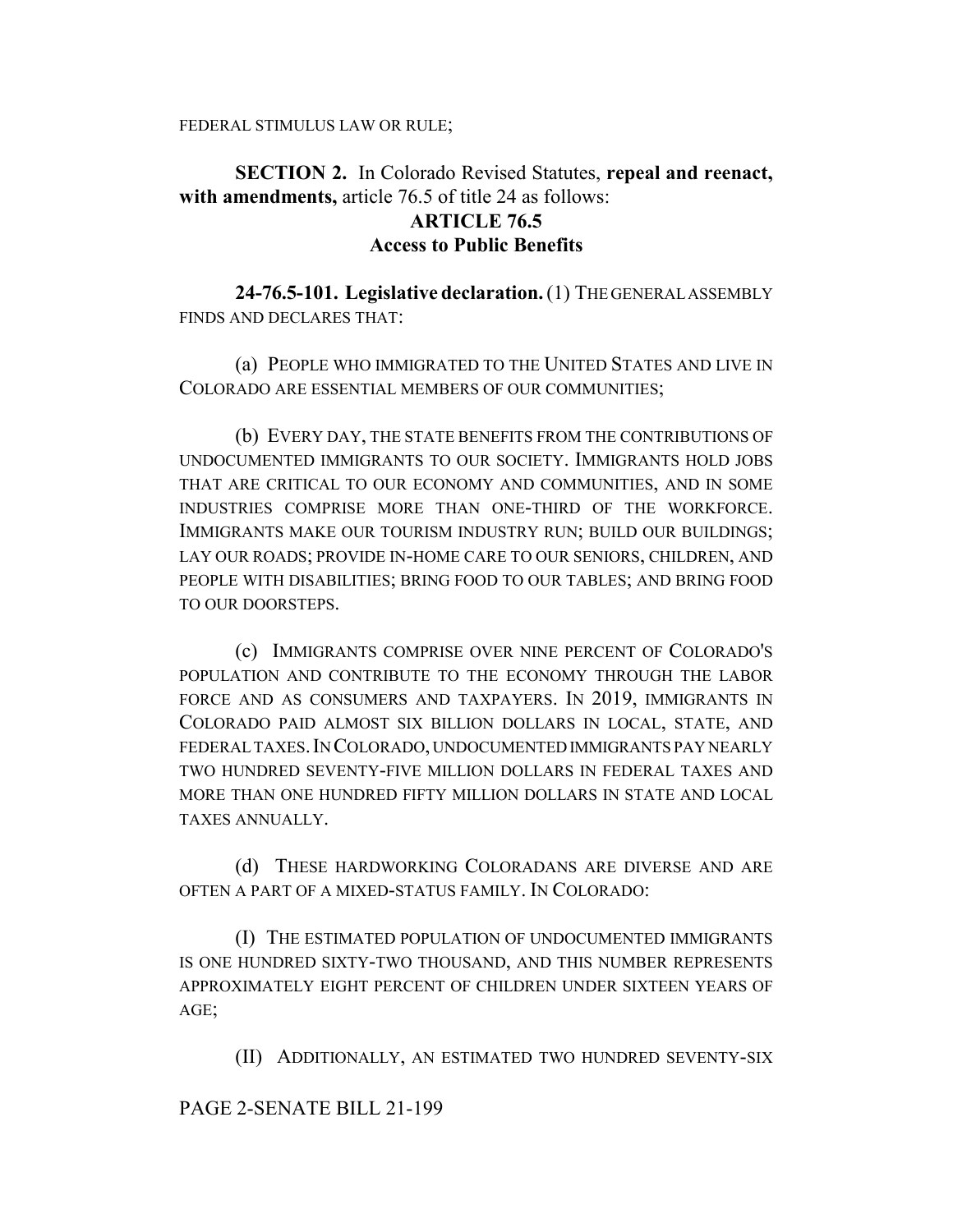FEDERAL STIMULUS LAW OR RULE;

**SECTION 2.** In Colorado Revised Statutes, **repeal and reenact, with amendments,** article 76.5 of title 24 as follows:

## ARTICLE 76.5
## Access to Public Benefits

**24-76.5-101. Legislative declaration.** (1) THE GENERAL ASSEMBLY FINDS AND DECLARES THAT:

(a) PEOPLE WHO IMMIGRATED TO THE UNITED STATES AND LIVE IN COLORADO ARE ESSENTIAL MEMBERS OF OUR COMMUNITIES;

(b) EVERY DAY, THE STATE BENEFITS FROM THE CONTRIBUTIONS OF UNDOCUMENTED IMMIGRANTS TO OUR SOCIETY. IMMIGRANTS HOLD JOBS THAT ARE CRITICAL TO OUR ECONOMY AND COMMUNITIES, AND IN SOME INDUSTRIES COMPRISE MORE THAN ONE-THIRD OF THE WORKFORCE. IMMIGRANTS MAKE OUR TOURISM INDUSTRY RUN; BUILD OUR BUILDINGS; LAY OUR ROADS; PROVIDE IN-HOME CARE TO OUR SENIORS, CHILDREN, AND PEOPLE WITH DISABILITIES; BRING FOOD TO OUR TABLES; AND BRING FOOD TO OUR DOORSTEPS.

(c) IMMIGRANTS COMPRISE OVER NINE PERCENT OF COLORADO'S POPULATION AND CONTRIBUTE TO THE ECONOMY THROUGH THE LABOR FORCE AND AS CONSUMERS AND TAXPAYERS. IN 2019, IMMIGRANTS IN COLORADO PAID ALMOST SIX BILLION DOLLARS IN LOCAL, STATE, AND FEDERAL TAXES. IN COLORADO, UNDOCUMENTED IMMIGRANTS PAY NEARLY TWO HUNDRED SEVENTY-FIVE MILLION DOLLARS IN FEDERAL TAXES AND MORE THAN ONE HUNDRED FIFTY MILLION DOLLARS IN STATE AND LOCAL TAXES ANNUALLY.

(d) THESE HARDWORKING COLORADANS ARE DIVERSE AND ARE OFTEN A PART OF A MIXED-STATUS FAMILY. IN COLORADO:

(I) THE ESTIMATED POPULATION OF UNDOCUMENTED IMMIGRANTS IS ONE HUNDRED SIXTY-TWO THOUSAND, AND THIS NUMBER REPRESENTS APPROXIMATELY EIGHT PERCENT OF CHILDREN UNDER SIXTEEN YEARS OF AGE;

(II) ADDITIONALLY, AN ESTIMATED TWO HUNDRED SEVENTY-SIX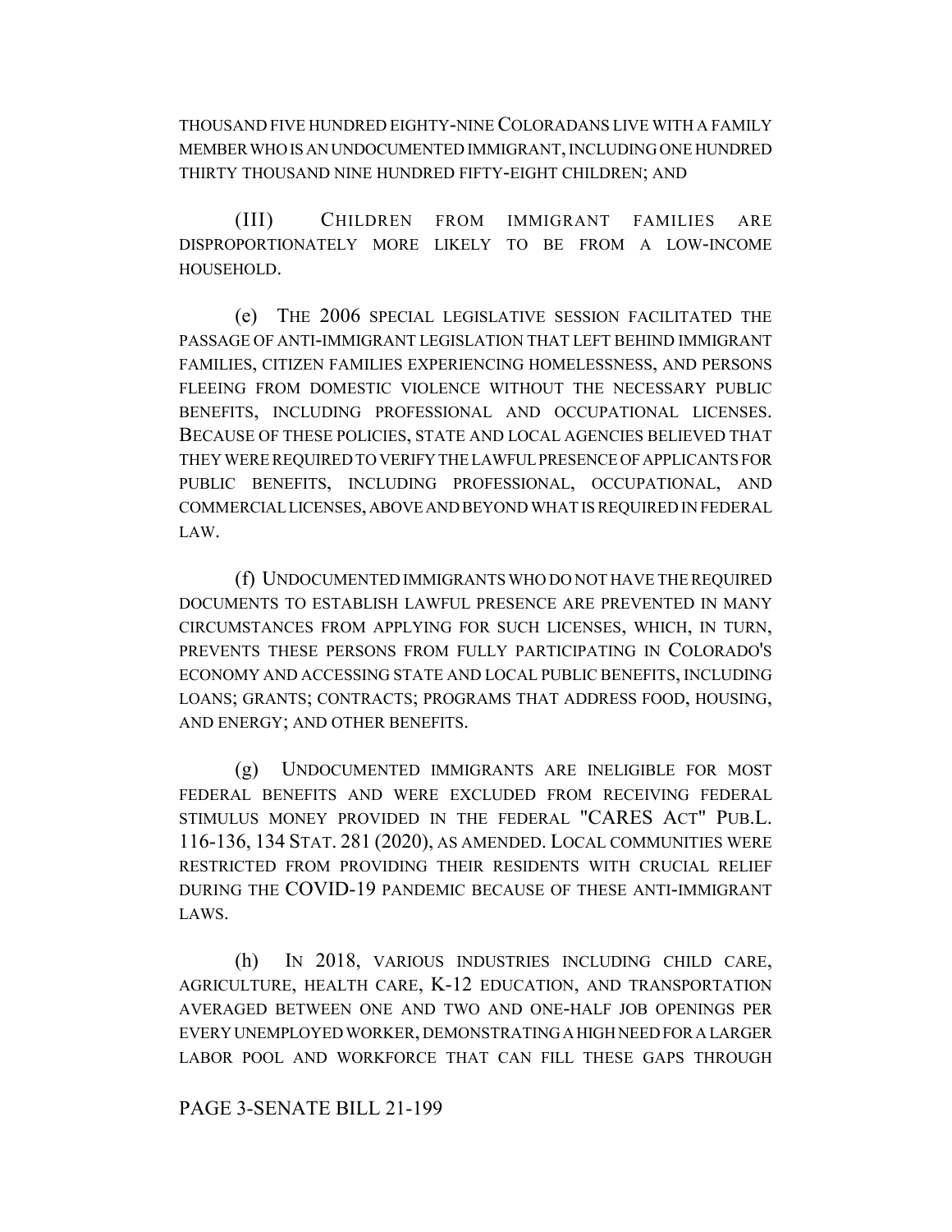THOUSAND FIVE HUNDRED EIGHTY-NINE COLORADANS LIVE WITH A FAMILY MEMBER WHO IS AN UNDOCUMENTED IMMIGRANT, INCLUDING ONE HUNDRED THIRTY THOUSAND NINE HUNDRED FIFTY-EIGHT CHILDREN; AND

(III) CHILDREN FROM IMMIGRANT FAMILIES ARE DISPROPORTIONATELY MORE LIKELY TO BE FROM A LOW-INCOME HOUSEHOLD.

(e) THE 2006 SPECIAL LEGISLATIVE SESSION FACILITATED THE PASSAGE OF ANTI-IMMIGRANT LEGISLATION THAT LEFT BEHIND IMMIGRANT FAMILIES, CITIZEN FAMILIES EXPERIENCING HOMELESSNESS, AND PERSONS FLEEING FROM DOMESTIC VIOLENCE WITHOUT THE NECESSARY PUBLIC BENEFITS, INCLUDING PROFESSIONAL AND OCCUPATIONAL LICENSES. BECAUSE OF THESE POLICIES, STATE AND LOCAL AGENCIES BELIEVED THAT THEY WERE REQUIRED TO VERIFY THE LAWFUL PRESENCE OF APPLICANTS FOR PUBLIC BENEFITS, INCLUDING PROFESSIONAL, OCCUPATIONAL, AND COMMERCIAL LICENSES, ABOVE AND BEYOND WHAT IS REQUIRED IN FEDERAL LAW.

(f) UNDOCUMENTED IMMIGRANTS WHO DO NOT HAVE THE REQUIRED DOCUMENTS TO ESTABLISH LAWFUL PRESENCE ARE PREVENTED IN MANY CIRCUMSTANCES FROM APPLYING FOR SUCH LICENSES, WHICH, IN TURN, PREVENTS THESE PERSONS FROM FULLY PARTICIPATING IN COLORADO'S ECONOMY AND ACCESSING STATE AND LOCAL PUBLIC BENEFITS, INCLUDING LOANS; GRANTS; CONTRACTS; PROGRAMS THAT ADDRESS FOOD, HOUSING, AND ENERGY; AND OTHER BENEFITS.

(g) UNDOCUMENTED IMMIGRANTS ARE INELIGIBLE FOR MOST FEDERAL BENEFITS AND WERE EXCLUDED FROM RECEIVING FEDERAL STIMULUS MONEY PROVIDED IN THE FEDERAL "CARES ACT" PUB.L. 116-136, 134 STAT. 281 (2020), AS AMENDED. LOCAL COMMUNITIES WERE RESTRICTED FROM PROVIDING THEIR RESIDENTS WITH CRUCIAL RELIEF DURING THE COVID-19 PANDEMIC BECAUSE OF THESE ANTI-IMMIGRANT LAWS.

(h) IN 2018, VARIOUS INDUSTRIES INCLUDING CHILD CARE, AGRICULTURE, HEALTH CARE, K-12 EDUCATION, AND TRANSPORTATION AVERAGED BETWEEN ONE AND TWO AND ONE-HALF JOB OPENINGS PER EVERY UNEMPLOYED WORKER, DEMONSTRATING A HIGH NEED FOR A LARGER LABOR POOL AND WORKFORCE THAT CAN FILL THESE GAPS THROUGH

PAGE 3-SENATE BILL 21-199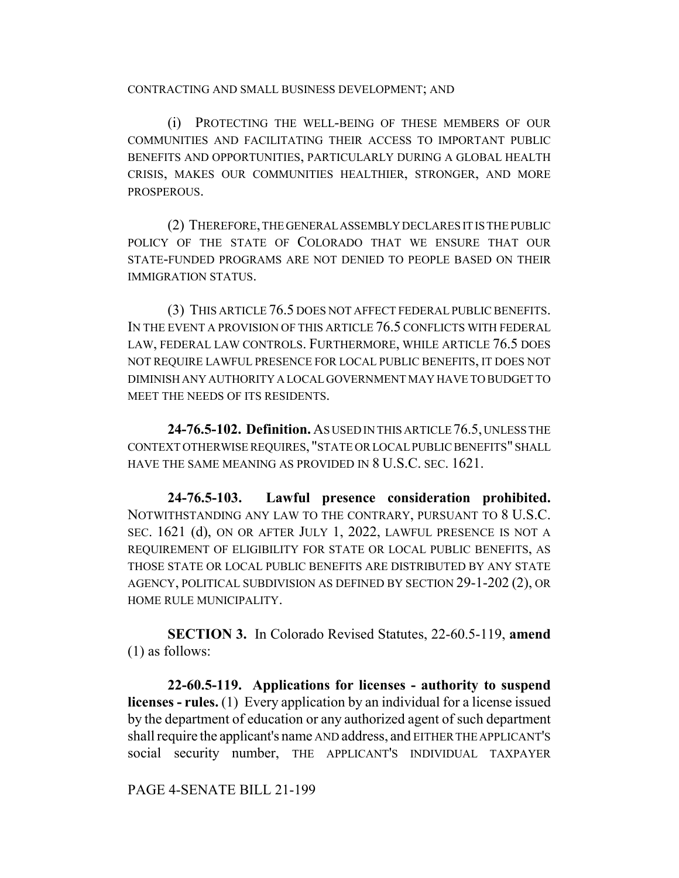CONTRACTING AND SMALL BUSINESS DEVELOPMENT; AND

(i) PROTECTING THE WELL-BEING OF THESE MEMBERS OF OUR COMMUNITIES AND FACILITATING THEIR ACCESS TO IMPORTANT PUBLIC BENEFITS AND OPPORTUNITIES, PARTICULARLY DURING A GLOBAL HEALTH CRISIS, MAKES OUR COMMUNITIES HEALTHIER, STRONGER, AND MORE PROSPEROUS.

(2) THEREFORE, THE GENERAL ASSEMBLY DECLARES IT IS THE PUBLIC POLICY OF THE STATE OF COLORADO THAT WE ENSURE THAT OUR STATE-FUNDED PROGRAMS ARE NOT DENIED TO PEOPLE BASED ON THEIR IMMIGRATION STATUS.

(3) THIS ARTICLE 76.5 DOES NOT AFFECT FEDERAL PUBLIC BENEFITS. IN THE EVENT A PROVISION OF THIS ARTICLE 76.5 CONFLICTS WITH FEDERAL LAW, FEDERAL LAW CONTROLS. FURTHERMORE, WHILE ARTICLE 76.5 DOES NOT REQUIRE LAWFUL PRESENCE FOR LOCAL PUBLIC BENEFITS, IT DOES NOT DIMINISH ANY AUTHORITY A LOCAL GOVERNMENT MAY HAVE TO BUDGET TO MEET THE NEEDS OF ITS RESIDENTS.

**24-76.5-102. Definition.** AS USED IN THIS ARTICLE 76.5, UNLESS THE CONTEXT OTHERWISE REQUIRES, "STATE OR LOCAL PUBLIC BENEFITS" SHALL HAVE THE SAME MEANING AS PROVIDED IN 8 U.S.C. SEC. 1621.

**24-76.5-103. Lawful presence consideration prohibited.** NOTWITHSTANDING ANY LAW TO THE CONTRARY, PURSUANT TO 8 U.S.C. SEC. 1621 (d), ON OR AFTER JULY 1, 2022, LAWFUL PRESENCE IS NOT A REQUIREMENT OF ELIGIBILITY FOR STATE OR LOCAL PUBLIC BENEFITS, AS THOSE STATE OR LOCAL PUBLIC BENEFITS ARE DISTRIBUTED BY ANY STATE AGENCY, POLITICAL SUBDIVISION AS DEFINED BY SECTION 29-1-202 (2), OR HOME RULE MUNICIPALITY.

**SECTION 3.** In Colorado Revised Statutes, 22-60.5-119, **amend** (1) as follows:

**22-60.5-119. Applications for licenses - authority to suspend licenses - rules.** (1) Every application by an individual for a license issued by the department of education or any authorized agent of such department shall require the applicant's name AND address, and EITHER THE APPLICANT'S social security number, THE APPLICANT'S INDIVIDUAL TAXPAYER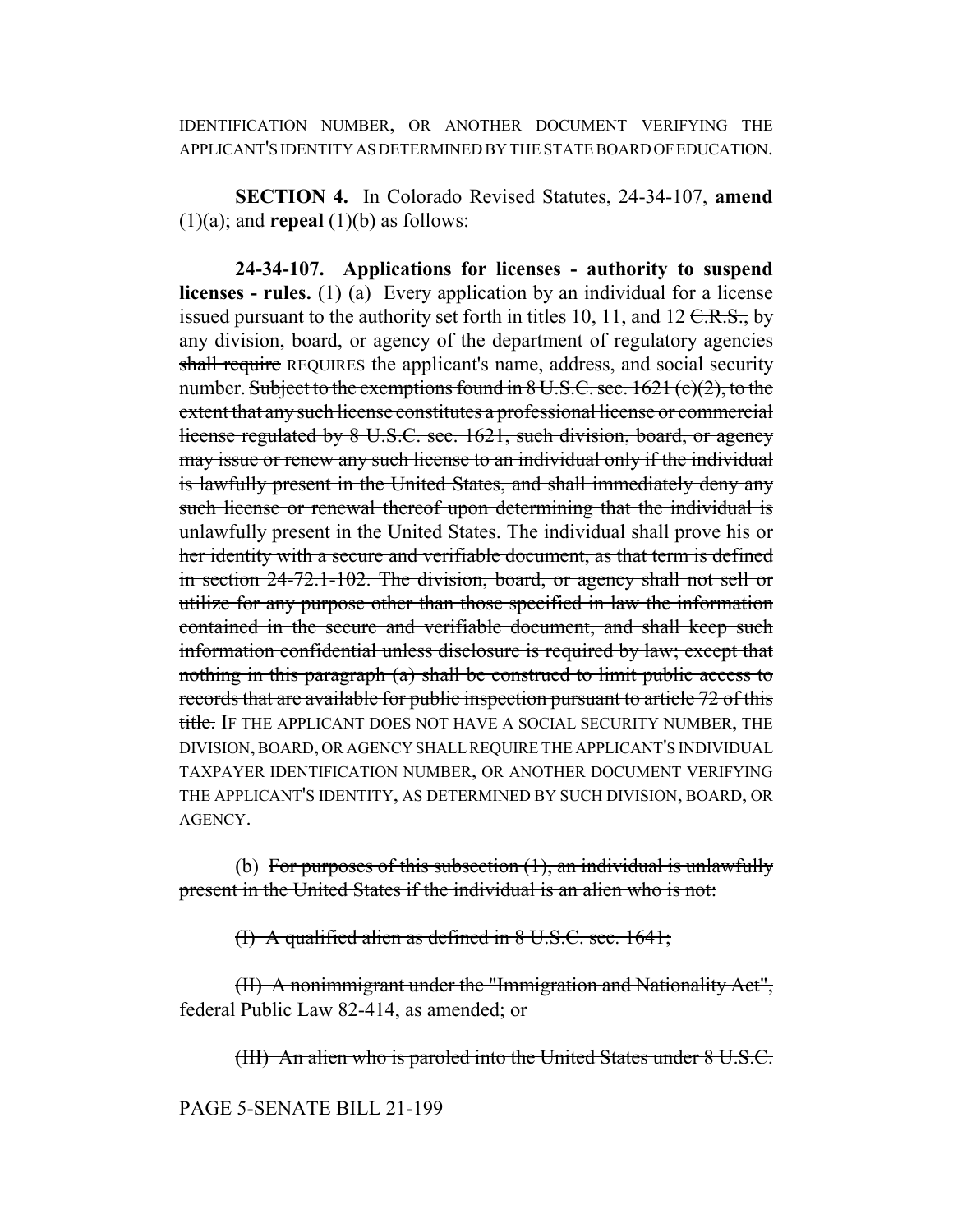IDENTIFICATION NUMBER, OR ANOTHER DOCUMENT VERIFYING THE APPLICANT'S IDENTITY AS DETERMINED BY THE STATE BOARD OF EDUCATION.

**SECTION 4.** In Colorado Revised Statutes, 24-34-107, **amend** (1)(a); and **repeal** (1)(b) as follows:

**24-34-107. Applications for licenses - authority to suspend licenses - rules.** (1) (a) Every application by an individual for a license issued pursuant to the authority set forth in titles 10, 11, and 12 ~~C.R.S.,~~ by any division, board, or agency of the department of regulatory agencies ~~shall require~~ REQUIRES the applicant's name, address, and social security number. ~~Subject to the exemptions found in 8 U.S.C. sec. 1621 (c)(2), to the extent that any such license constitutes a professional license or commercial license regulated by 8 U.S.C. sec. 1621, such division, board, or agency may issue or renew any such license to an individual only if the individual is lawfully present in the United States, and shall immediately deny any such license or renewal thereof upon determining that the individual is unlawfully present in the United States. The individual shall prove his or her identity with a secure and verifiable document, as that term is defined in section 24-72.1-102. The division, board, or agency shall not sell or utilize for any purpose other than those specified in law the information contained in the secure and verifiable document, and shall keep such information confidential unless disclosure is required by law; except that nothing in this paragraph (a) shall be construed to limit public access to records that are available for public inspection pursuant to article 72 of this title.~~ IF THE APPLICANT DOES NOT HAVE A SOCIAL SECURITY NUMBER, THE DIVISION, BOARD, OR AGENCY SHALL REQUIRE THE APPLICANT'S INDIVIDUAL TAXPAYER IDENTIFICATION NUMBER, OR ANOTHER DOCUMENT VERIFYING THE APPLICANT'S IDENTITY, AS DETERMINED BY SUCH DIVISION, BOARD, OR AGENCY.

(b) ~~For purposes of this subsection (1), an individual is unlawfully present in the United States if the individual is an alien who is not:~~

~~(I) A qualified alien as defined in 8 U.S.C. sec. 1641;~~

~~(II) A nonimmigrant under the "Immigration and Nationality Act", federal Public Law 82-414, as amended; or~~

~~(III) An alien who is paroled into the United States under 8 U.S.C.~~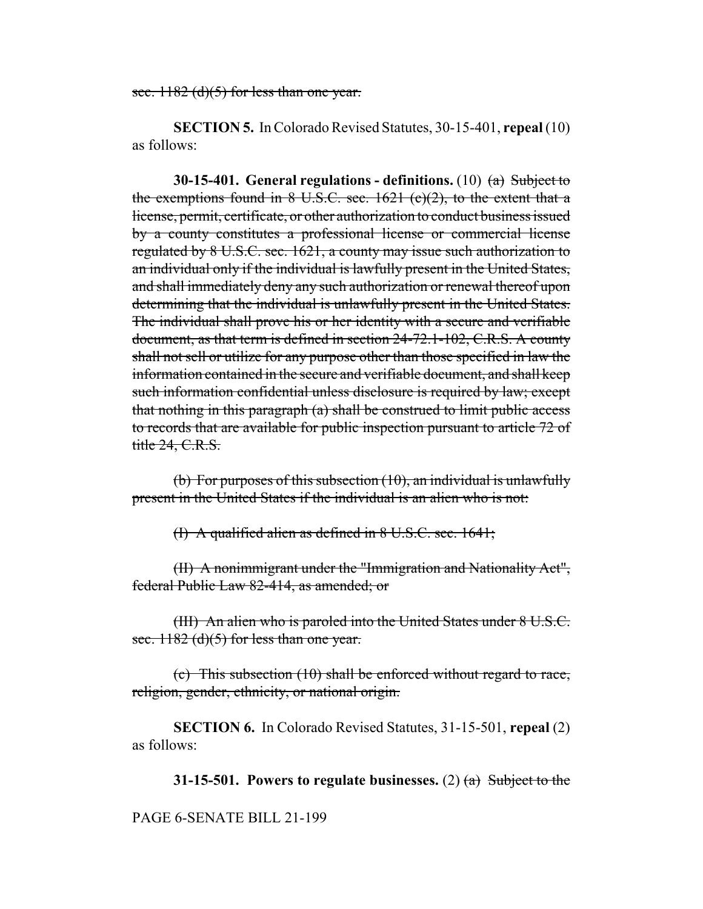~~sec. 1182 (d)(5) for less than one year.~~

**SECTION 5.** In Colorado Revised Statutes, 30-15-401, **repeal** (10) as follows:

**30-15-401. General regulations - definitions.** (10) ~~(a) Subject to the exemptions found in 8 U.S.C. sec. 1621 (c)(2), to the extent that a license, permit, certificate, or other authorization to conduct business issued by a county constitutes a professional license or commercial license regulated by 8 U.S.C. sec. 1621, a county may issue such authorization to an individual only if the individual is lawfully present in the United States, and shall immediately deny any such authorization or renewal thereof upon determining that the individual is unlawfully present in the United States. The individual shall prove his or her identity with a secure and verifiable document, as that term is defined in section 24-72.1-102, C.R.S. A county shall not sell or utilize for any purpose other than those specified in law the information contained in the secure and verifiable document, and shall keep such information confidential unless disclosure is required by law; except that nothing in this paragraph (a) shall be construed to limit public access to records that are available for public inspection pursuant to article 72 of title 24, C.R.S.~~

~~(b) For purposes of this subsection (10), an individual is unlawfully present in the United States if the individual is an alien who is not:~~

~~(I) A qualified alien as defined in 8 U.S.C. sec. 1641;~~

~~(II) A nonimmigrant under the "Immigration and Nationality Act", federal Public Law 82-414, as amended; or~~

~~(III) An alien who is paroled into the United States under 8 U.S.C. sec. 1182 (d)(5) for less than one year.~~

~~(c) This subsection (10) shall be enforced without regard to race, religion, gender, ethnicity, or national origin.~~

**SECTION 6.** In Colorado Revised Statutes, 31-15-501, **repeal** (2) as follows:

**31-15-501. Powers to regulate businesses.** (2) ~~(a) Subject to the~~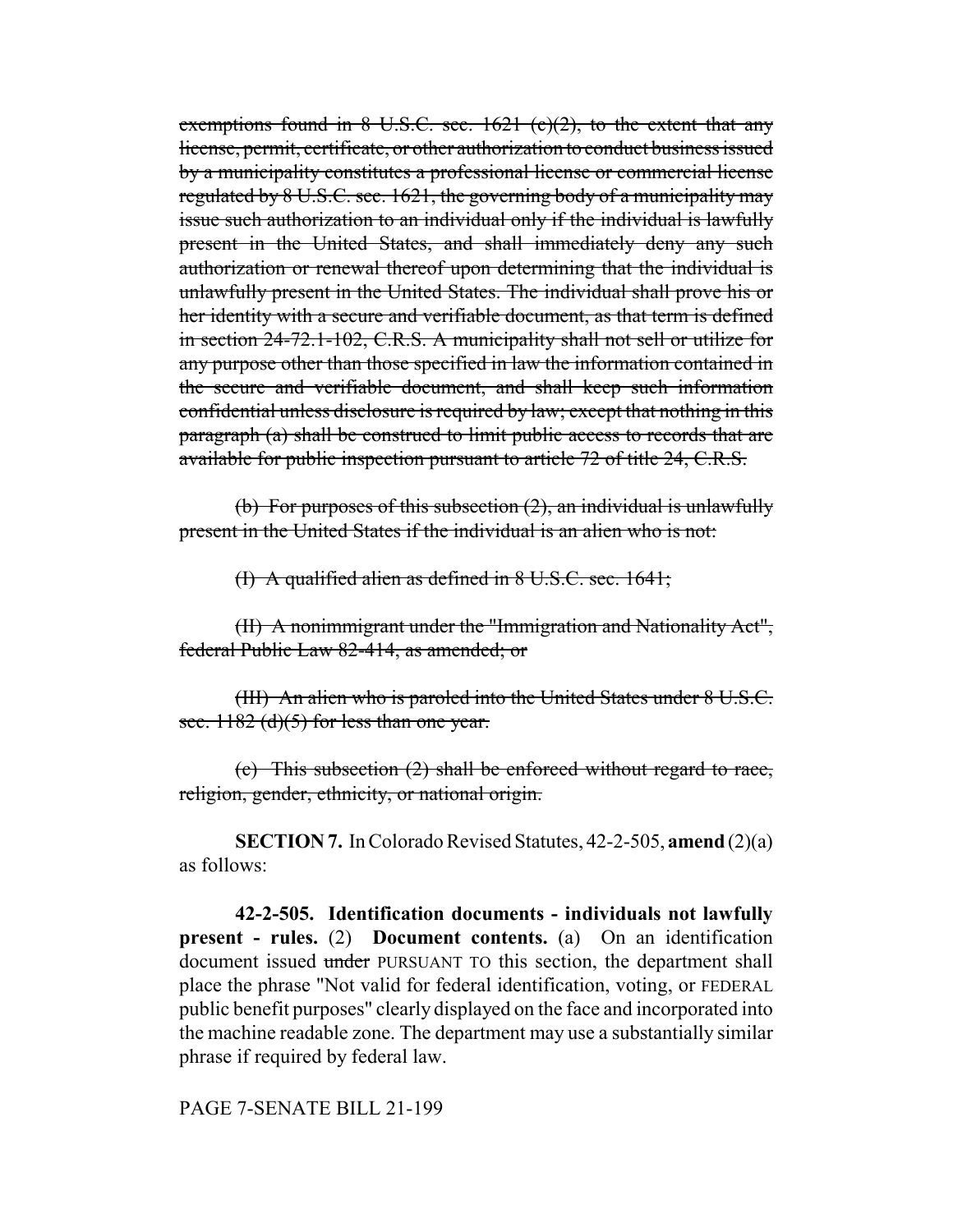~~exemptions found in 8 U.S.C. sec. 1621 (c)(2), to the extent that any license, permit, certificate, or other authorization to conduct business issued by a municipality constitutes a professional license or commercial license regulated by 8 U.S.C. sec. 1621, the governing body of a municipality may issue such authorization to an individual only if the individual is lawfully present in the United States, and shall immediately deny any such authorization or renewal thereof upon determining that the individual is unlawfully present in the United States. The individual shall prove his or her identity with a secure and verifiable document, as that term is defined in section 24-72.1-102, C.R.S. A municipality shall not sell or utilize for any purpose other than those specified in law the information contained in the secure and verifiable document, and shall keep such information confidential unless disclosure is required by law; except that nothing in this paragraph (a) shall be construed to limit public access to records that are available for public inspection pursuant to article 72 of title 24, C.R.S.~~

~~(b) For purposes of this subsection (2), an individual is unlawfully present in the United States if the individual is an alien who is not:~~

~~(I) A qualified alien as defined in 8 U.S.C. sec. 1641;~~

~~(II) A nonimmigrant under the "Immigration and Nationality Act", federal Public Law 82-414, as amended; or~~

~~(III) An alien who is paroled into the United States under 8 U.S.C. sec. 1182 (d)(5) for less than one year.~~

~~(c) This subsection (2) shall be enforced without regard to race, religion, gender, ethnicity, or national origin.~~

**SECTION 7.** In Colorado Revised Statutes, 42-2-505, **amend** (2)(a) as follows:

**42-2-505. Identification documents - individuals not lawfully present - rules.** (2) **Document contents.** (a) On an identification document issued ~~under~~ PURSUANT TO this section, the department shall place the phrase "Not valid for federal identification, voting, or FEDERAL public benefit purposes" clearly displayed on the face and incorporated into the machine readable zone. The department may use a substantially similar phrase if required by federal law.

PAGE 7-SENATE BILL 21-199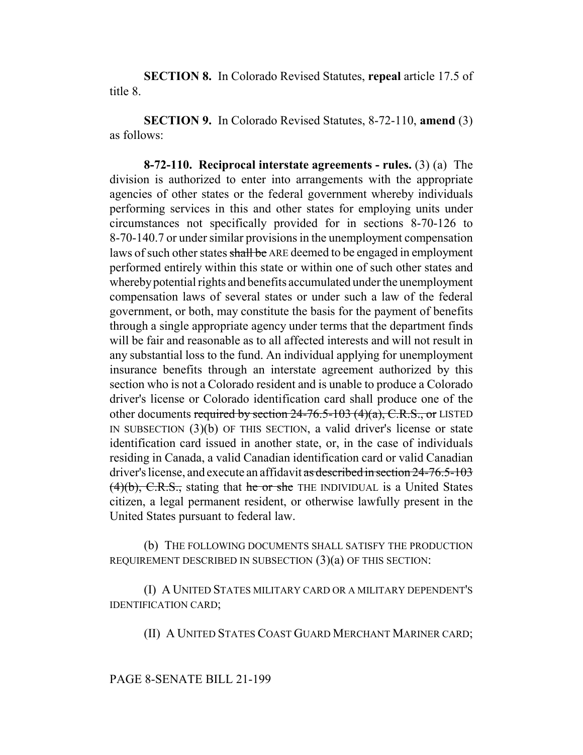**SECTION 8.** In Colorado Revised Statutes, **repeal** article 17.5 of title 8.

**SECTION 9.** In Colorado Revised Statutes, 8-72-110, **amend** (3) as follows:

**8-72-110. Reciprocal interstate agreements - rules.** (3) (a) The division is authorized to enter into arrangements with the appropriate agencies of other states or the federal government whereby individuals performing services in this and other states for employing units under circumstances not specifically provided for in sections 8-70-126 to 8-70-140.7 or under similar provisions in the unemployment compensation laws of such other states ~~shall be~~ ARE deemed to be engaged in employment performed entirely within this state or within one of such other states and whereby potential rights and benefits accumulated under the unemployment compensation laws of several states or under such a law of the federal government, or both, may constitute the basis for the payment of benefits through a single appropriate agency under terms that the department finds will be fair and reasonable as to all affected interests and will not result in any substantial loss to the fund. An individual applying for unemployment insurance benefits through an interstate agreement authorized by this section who is not a Colorado resident and is unable to produce a Colorado driver's license or Colorado identification card shall produce one of the other documents ~~required by section 24-76.5-103 (4)(a), C.R.S., or~~ LISTED IN SUBSECTION (3)(b) OF THIS SECTION, a valid driver's license or state identification card issued in another state, or, in the case of individuals residing in Canada, a valid Canadian identification card or valid Canadian driver's license, and execute an affidavit ~~as described in section 24-76.5-103 (4)(b), C.R.S.,~~ stating that ~~he or she~~ THE INDIVIDUAL is a United States citizen, a legal permanent resident, or otherwise lawfully present in the United States pursuant to federal law.

(b) THE FOLLOWING DOCUMENTS SHALL SATISFY THE PRODUCTION REQUIREMENT DESCRIBED IN SUBSECTION (3)(a) OF THIS SECTION:

(I) A UNITED STATES MILITARY CARD OR A MILITARY DEPENDENT'S IDENTIFICATION CARD;

(II) A UNITED STATES COAST GUARD MERCHANT MARINER CARD;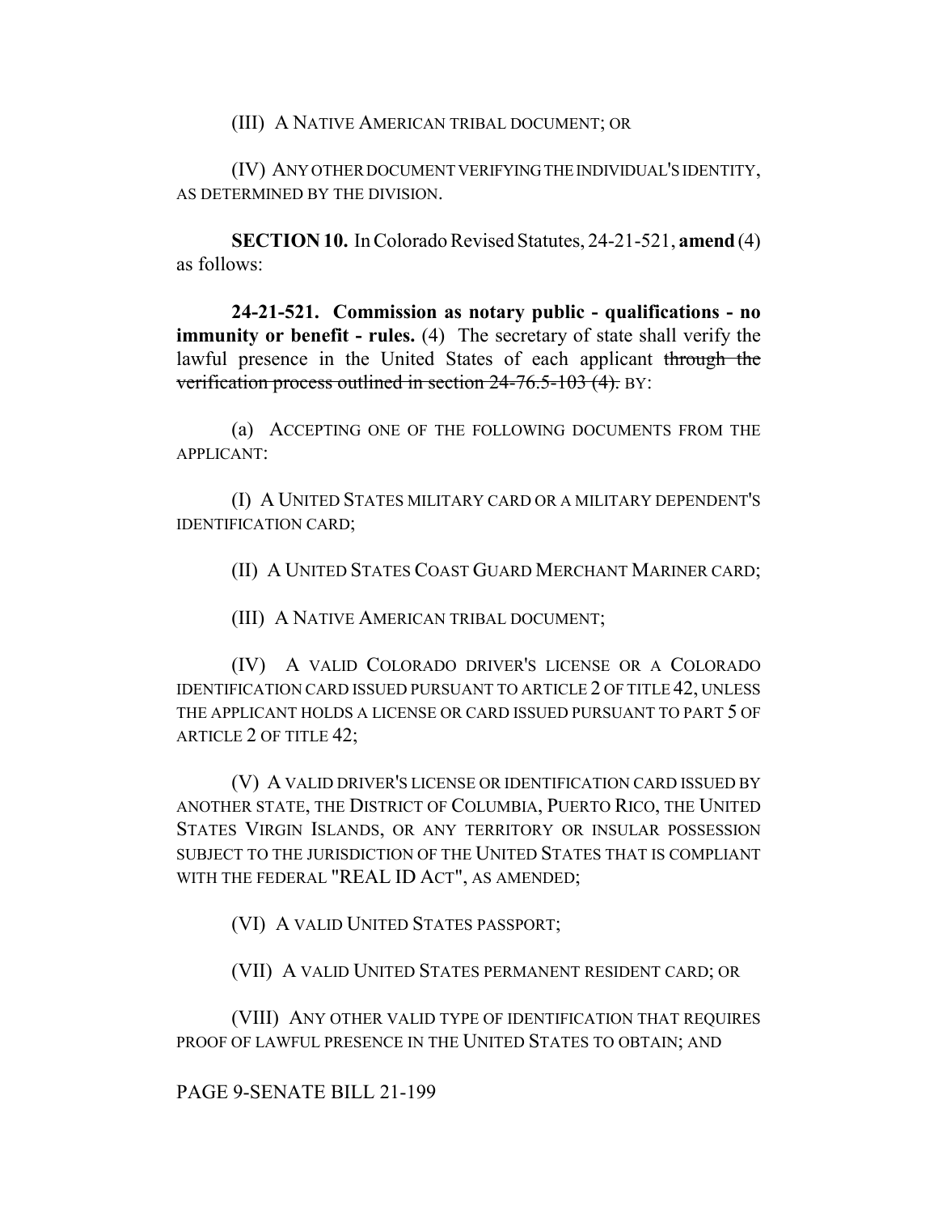(III) A NATIVE AMERICAN TRIBAL DOCUMENT; OR

(IV) ANY OTHER DOCUMENT VERIFYING THE INDIVIDUAL'S IDENTITY, AS DETERMINED BY THE DIVISION.

**SECTION 10.** In Colorado Revised Statutes, 24-21-521, **amend** (4) as follows:

**24-21-521. Commission as notary public - qualifications - no immunity or benefit - rules.** (4) The secretary of state shall verify the lawful presence in the United States of each applicant ~~through the verification process outlined in section 24-76.5-103 (4).~~ BY:

(a) ACCEPTING ONE OF THE FOLLOWING DOCUMENTS FROM THE APPLICANT:

(I) A UNITED STATES MILITARY CARD OR A MILITARY DEPENDENT'S IDENTIFICATION CARD;

(II) A UNITED STATES COAST GUARD MERCHANT MARINER CARD;

(III) A NATIVE AMERICAN TRIBAL DOCUMENT;

(IV) A VALID COLORADO DRIVER'S LICENSE OR A COLORADO IDENTIFICATION CARD ISSUED PURSUANT TO ARTICLE 2 OF TITLE 42, UNLESS THE APPLICANT HOLDS A LICENSE OR CARD ISSUED PURSUANT TO PART 5 OF ARTICLE 2 OF TITLE 42;

(V) A VALID DRIVER'S LICENSE OR IDENTIFICATION CARD ISSUED BY ANOTHER STATE, THE DISTRICT OF COLUMBIA, PUERTO RICO, THE UNITED STATES VIRGIN ISLANDS, OR ANY TERRITORY OR INSULAR POSSESSION SUBJECT TO THE JURISDICTION OF THE UNITED STATES THAT IS COMPLIANT WITH THE FEDERAL "REAL ID ACT", AS AMENDED;

(VI) A VALID UNITED STATES PASSPORT;

(VII) A VALID UNITED STATES PERMANENT RESIDENT CARD; OR

(VIII) ANY OTHER VALID TYPE OF IDENTIFICATION THAT REQUIRES PROOF OF LAWFUL PRESENCE IN THE UNITED STATES TO OBTAIN; AND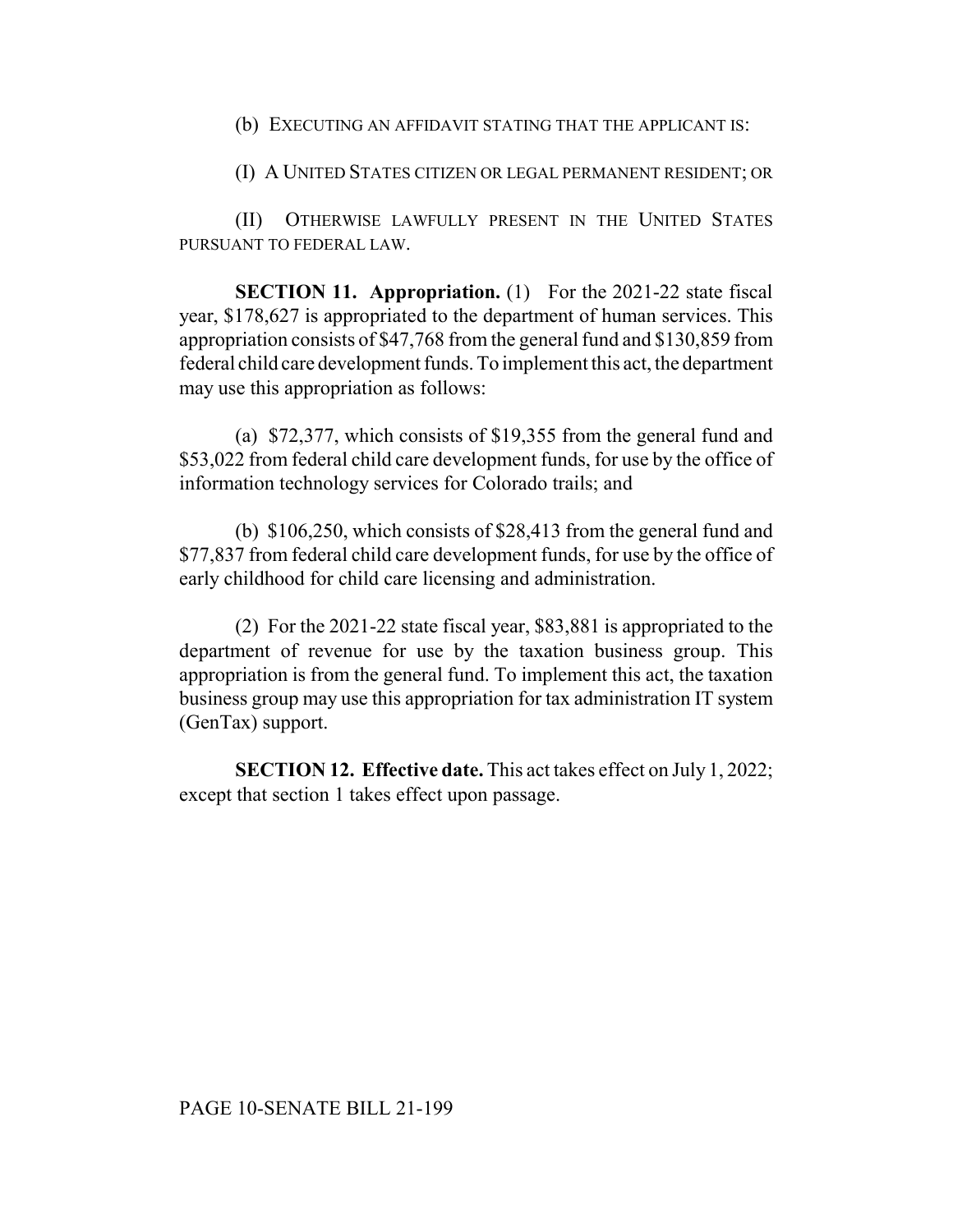(b) EXECUTING AN AFFIDAVIT STATING THAT THE APPLICANT IS:

(I) A UNITED STATES CITIZEN OR LEGAL PERMANENT RESIDENT; OR

(II) OTHERWISE LAWFULLY PRESENT IN THE UNITED STATES PURSUANT TO FEDERAL LAW.

**SECTION 11. Appropriation.** (1) For the 2021-22 state fiscal year, $178,627 is appropriated to the department of human services. This appropriation consists of $47,768 from the general fund and $130,859 from federal child care development funds. To implement this act, the department may use this appropriation as follows:

(a) $72,377, which consists of $19,355 from the general fund and $53,022 from federal child care development funds, for use by the office of information technology services for Colorado trails; and

(b) $106,250, which consists of $28,413 from the general fund and $77,837 from federal child care development funds, for use by the office of early childhood for child care licensing and administration.

(2) For the 2021-22 state fiscal year, $83,881 is appropriated to the department of revenue for use by the taxation business group. This appropriation is from the general fund. To implement this act, the taxation business group may use this appropriation for tax administration IT system (GenTax) support.

**SECTION 12. Effective date.** This act takes effect on July 1, 2022; except that section 1 takes effect upon passage.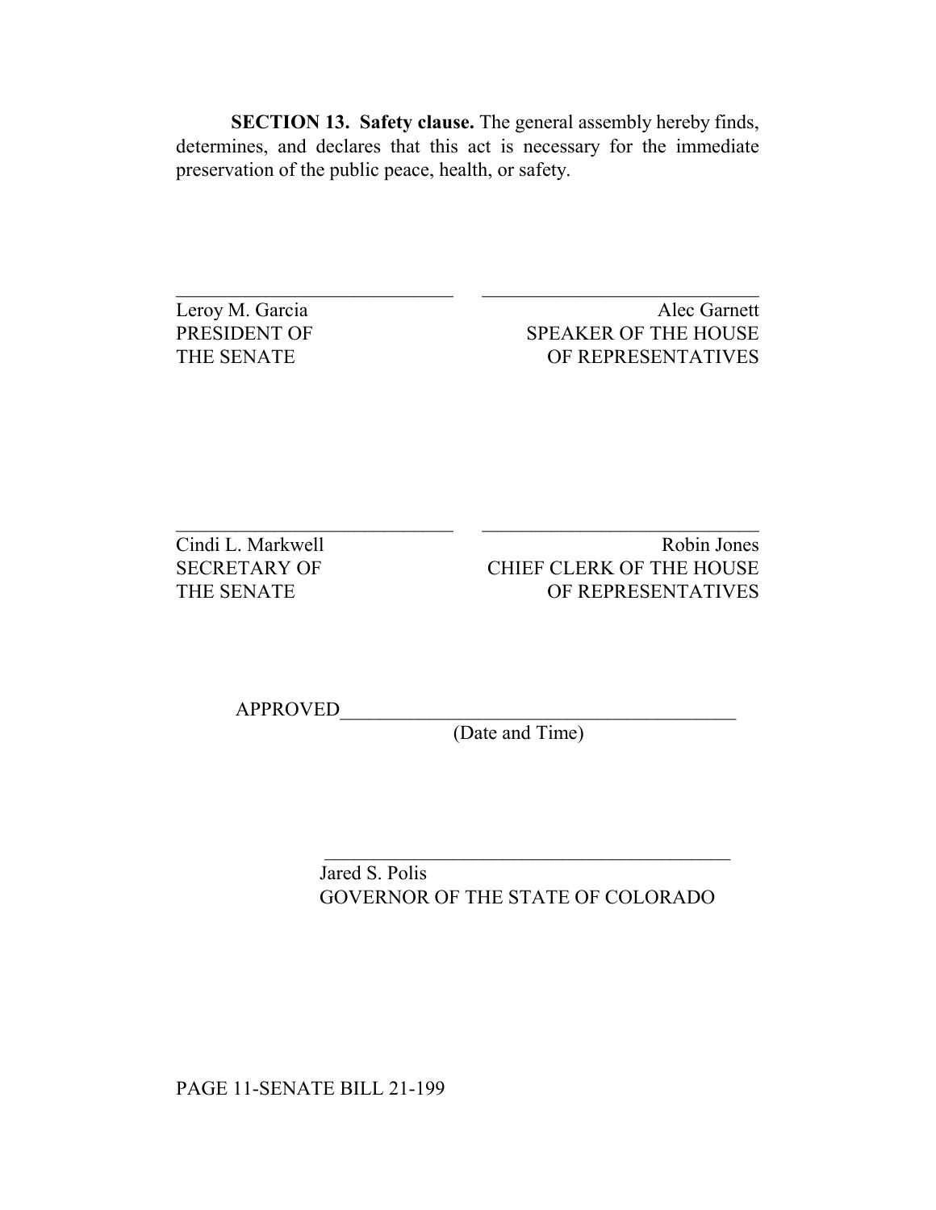**SECTION 13. Safety clause.** The general assembly hereby finds, determines, and declares that this act is necessary for the immediate preservation of the public peace, health, or safety.

____________________________
Leroy M. Garcia
PRESIDENT OF
THE SENATE

____________________________
Alec Garnett
SPEAKER OF THE HOUSE
OF REPRESENTATIVES

____________________________
Cindi L. Markwell
SECRETARY OF
THE SENATE

____________________________
Robin Jones
CHIEF CLERK OF THE HOUSE
OF REPRESENTATIVES

APPROVED________________________________________
(Date and Time)

_________________________________________
Jared S. Polis
GOVERNOR OF THE STATE OF COLORADO